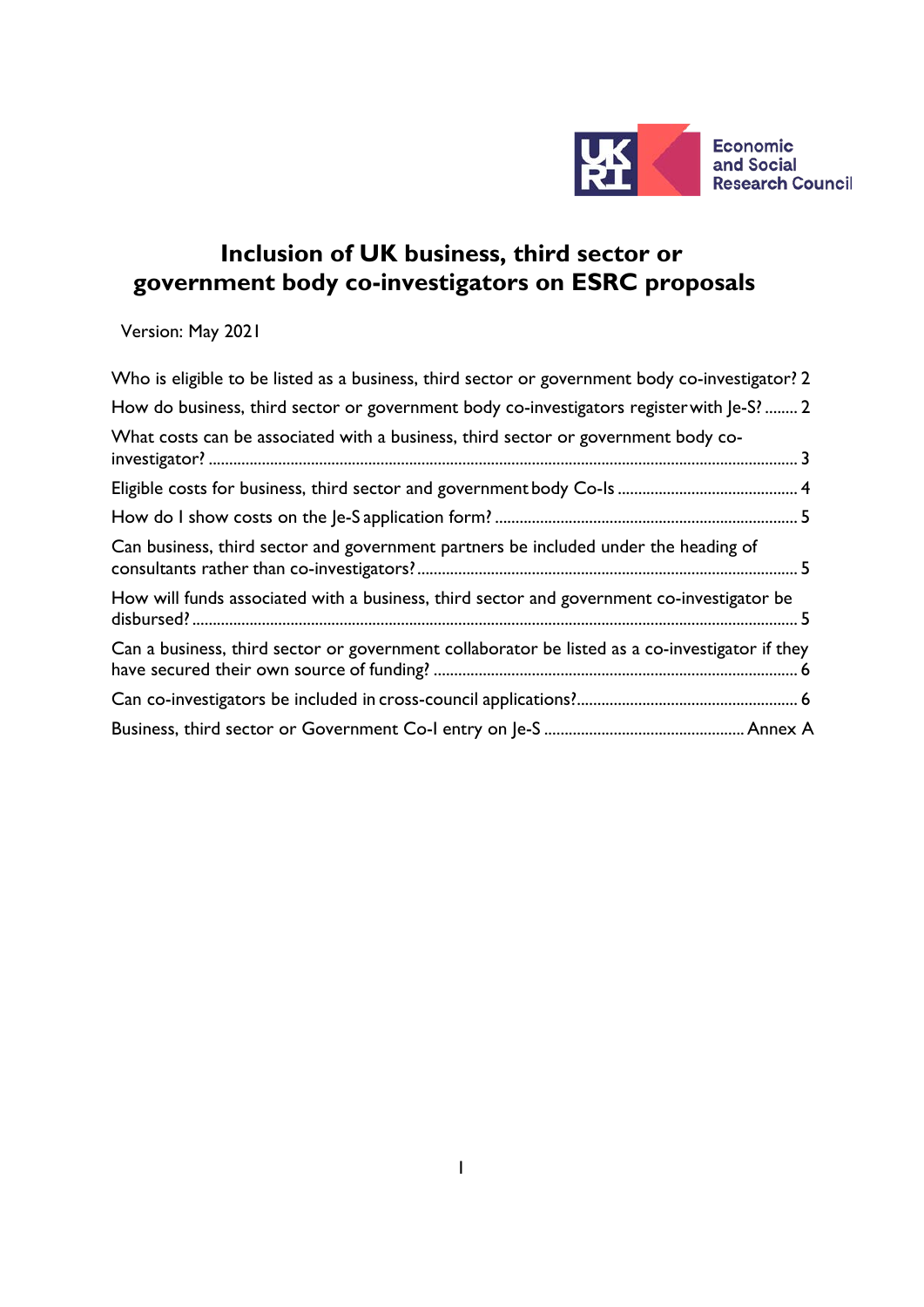Economic and Social Research Council

# Inclusion of UK business, third sector or government body co-investigators on ESRC proposals

Version: May 2021

Who is eligible to be listed as a business, third sector or government body co-investigator? 2

How do business, third sector or government body co-investigators register with Je-S? ........ 2

What costs can be associated with a business, third sector or government body co-investigator? ........ 3

Eligible costs for business, third sector and government body Co-Is ........ 4

How do I show costs on the Je-S application form? ........ 5

Can business, third sector and government partners be included under the heading of consultants rather than co-investigators? ........ 5

How will funds associated with a business, third sector and government co-investigator be disbursed? ........ 5

Can a business, third sector or government collaborator be listed as a co-investigator if they have secured their own source of funding? ........ 6

Can co-investigators be included in cross-council applications? ........ 6

Business, third sector or Government Co-I entry on Je-S ........ Annex A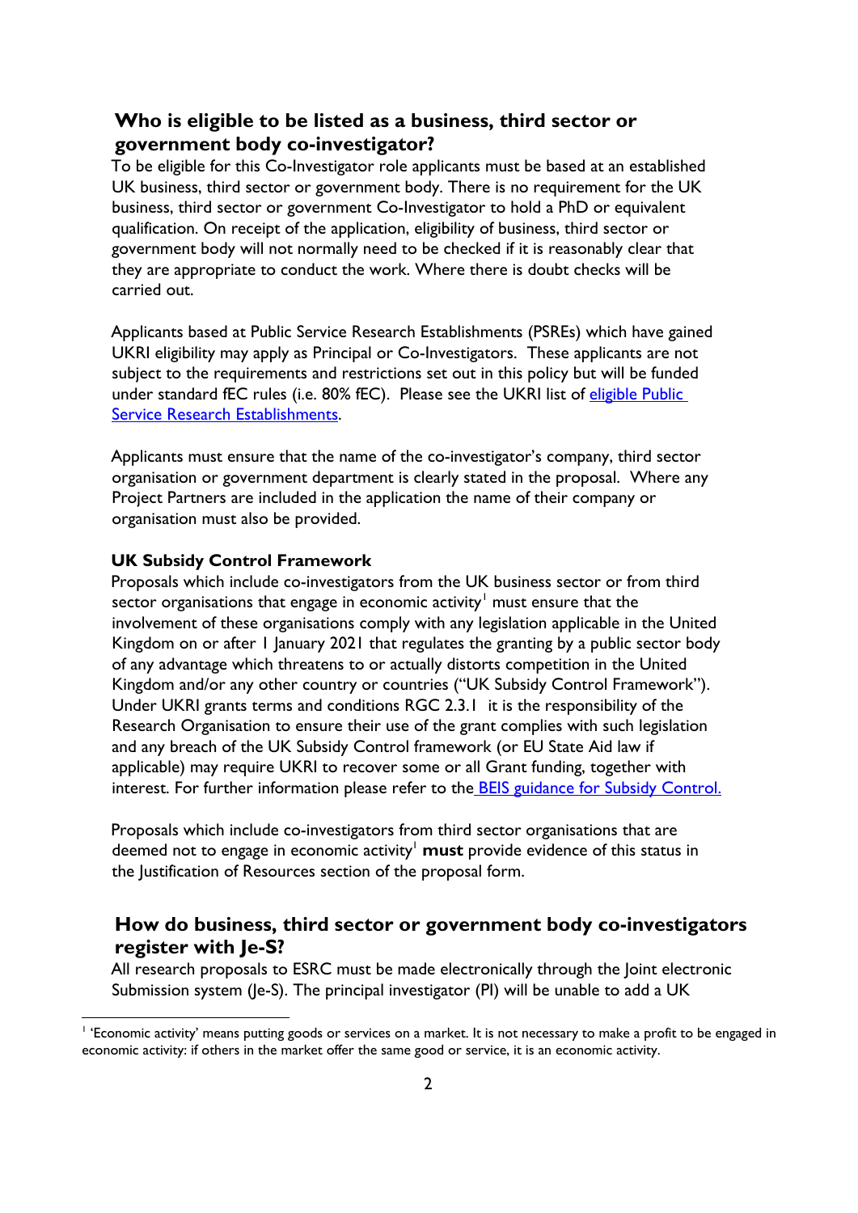## Who is eligible to be listed as a business, third sector or government body co-investigator?

To be eligible for this Co-Investigator role applicants must be based at an established UK business, third sector or government body. There is no requirement for the UK business, third sector or government Co-Investigator to hold a PhD or equivalent qualification. On receipt of the application, eligibility of business, third sector or government body will not normally need to be checked if it is reasonably clear that they are appropriate to conduct the work. Where there is doubt checks will be carried out.

Applicants based at Public Service Research Establishments (PSREs) which have gained UKRI eligibility may apply as Principal or Co-Investigators. These applicants are not subject to the requirements and restrictions set out in this policy but will be funded under standard fEC rules (i.e. 80% fEC). Please see the UKRI list of [eligible Public Service Research Establishments](eligible Public Service Research Establishments).

Applicants must ensure that the name of the co-investigator's company, third sector organisation or government department is clearly stated in the proposal. Where any Project Partners are included in the application the name of their company or organisation must also be provided.

### UK Subsidy Control Framework

Proposals which include co-investigators from the UK business sector or from third sector organisations that engage in economic activity[1] must ensure that the involvement of these organisations comply with any legislation applicable in the United Kingdom on or after 1 January 2021 that regulates the granting by a public sector body of any advantage which threatens to or actually distorts competition in the United Kingdom and/or any other country or countries ("UK Subsidy Control Framework"). Under UKRI grants terms and conditions RGC 2.3.1 it is the responsibility of the Research Organisation to ensure their use of the grant complies with such legislation and any breach of the UK Subsidy Control framework (or EU State Aid law if applicable) may require UKRI to recover some or all Grant funding, together with interest. For further information please refer to the BEIS guidance for Subsidy Control.

Proposals which include co-investigators from third sector organisations that are deemed not to engage in economic activity[1] **must** provide evidence of this status in the Justification of Resources section of the proposal form.

## How do business, third sector or government body co-investigators register with Je-S?

All research proposals to ESRC must be made electronically through the Joint electronic Submission system (Je-S). The principal investigator (PI) will be unable to add a UK

[1] 'Economic activity' means putting goods or services on a market. It is not necessary to make a profit to be engaged in economic activity: if others in the market offer the same good or service, it is an economic activity.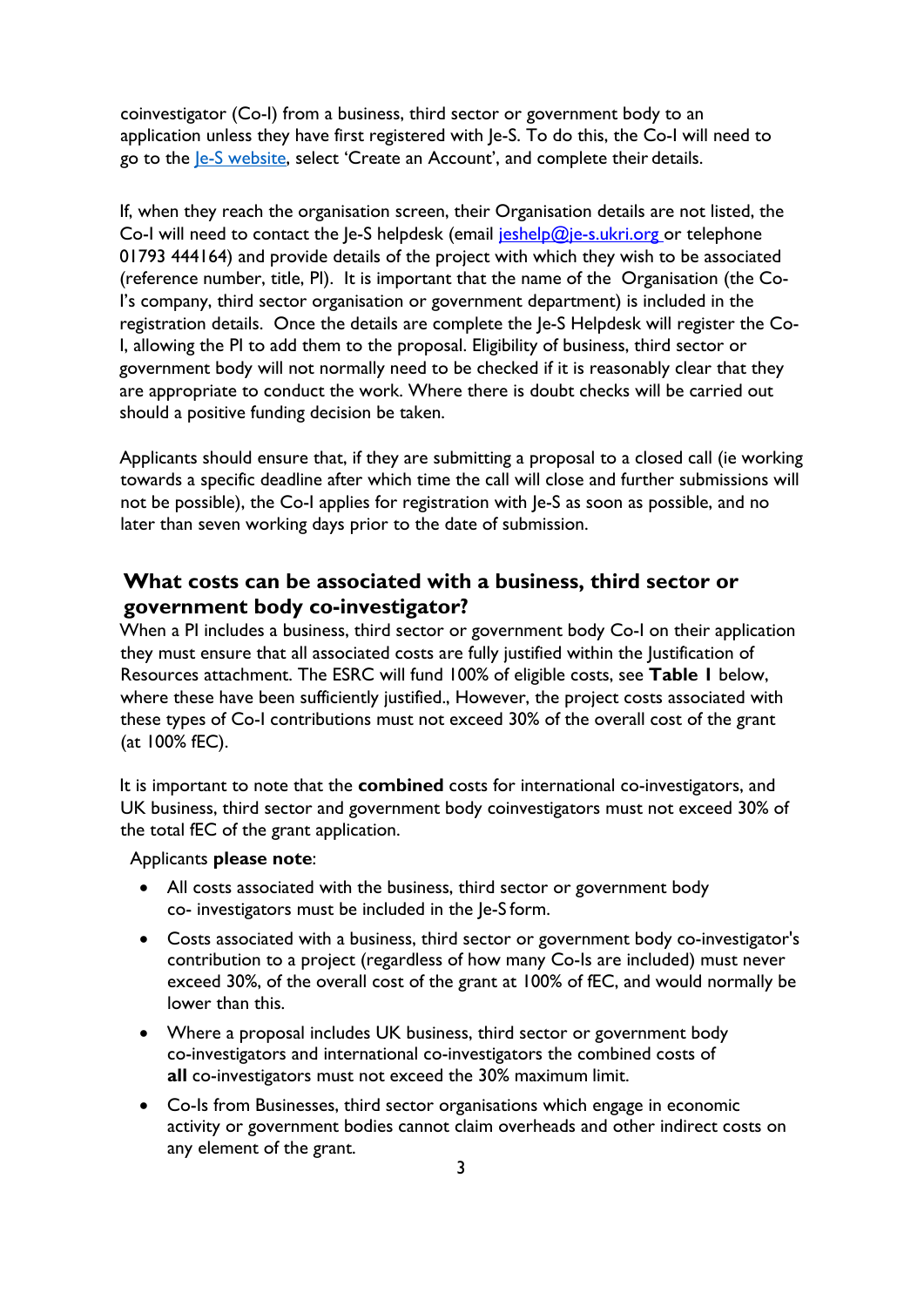coinvestigator (Co-I) from a business, third sector or government body to an application unless they have first registered with Je-S. To do this, the Co-I will need to go to the [Je-S website](), select 'Create an Account', and complete their details.

If, when they reach the organisation screen, their Organisation details are not listed, the Co-I will need to contact the Je-S helpdesk (email [jeshelp@je-s.ukri.org]() or telephone 01793 444164) and provide details of the project with which they wish to be associated (reference number, title, PI). It is important that the name of the Organisation (the Co-I's company, third sector organisation or government department) is included in the registration details. Once the details are complete the Je-S Helpdesk will register the Co-I, allowing the PI to add them to the proposal. Eligibility of business, third sector or government body will not normally need to be checked if it is reasonably clear that they are appropriate to conduct the work. Where there is doubt checks will be carried out should a positive funding decision be taken.

Applicants should ensure that, if they are submitting a proposal to a closed call (ie working towards a specific deadline after which time the call will close and further submissions will not be possible), the Co-I applies for registration with Je-S as soon as possible, and no later than seven working days prior to the date of submission.

## What costs can be associated with a business, third sector or government body co-investigator?

When a PI includes a business, third sector or government body Co-I on their application they must ensure that all associated costs are fully justified within the Justification of Resources attachment. The ESRC will fund 100% of eligible costs, see **Table 1** below, where these have been sufficiently justified., However, the project costs associated with these types of Co-I contributions must not exceed 30% of the overall cost of the grant (at 100% fEC).

It is important to note that the **combined** costs for international co-investigators, and UK business, third sector and government body coinvestigators must not exceed 30% of the total fEC of the grant application.

Applicants **please note**:

- All costs associated with the business, third sector or government body co- investigators must be included in the Je-S form.
- Costs associated with a business, third sector or government body co-investigator's contribution to a project (regardless of how many Co-Is are included) must never exceed 30%, of the overall cost of the grant at 100% of fEC, and would normally be lower than this.
- Where a proposal includes UK business, third sector or government body co-investigators and international co-investigators the combined costs of **all** co-investigators must not exceed the 30% maximum limit.
- Co-Is from Businesses, third sector organisations which engage in economic activity or government bodies cannot claim overheads and other indirect costs on any element of the grant.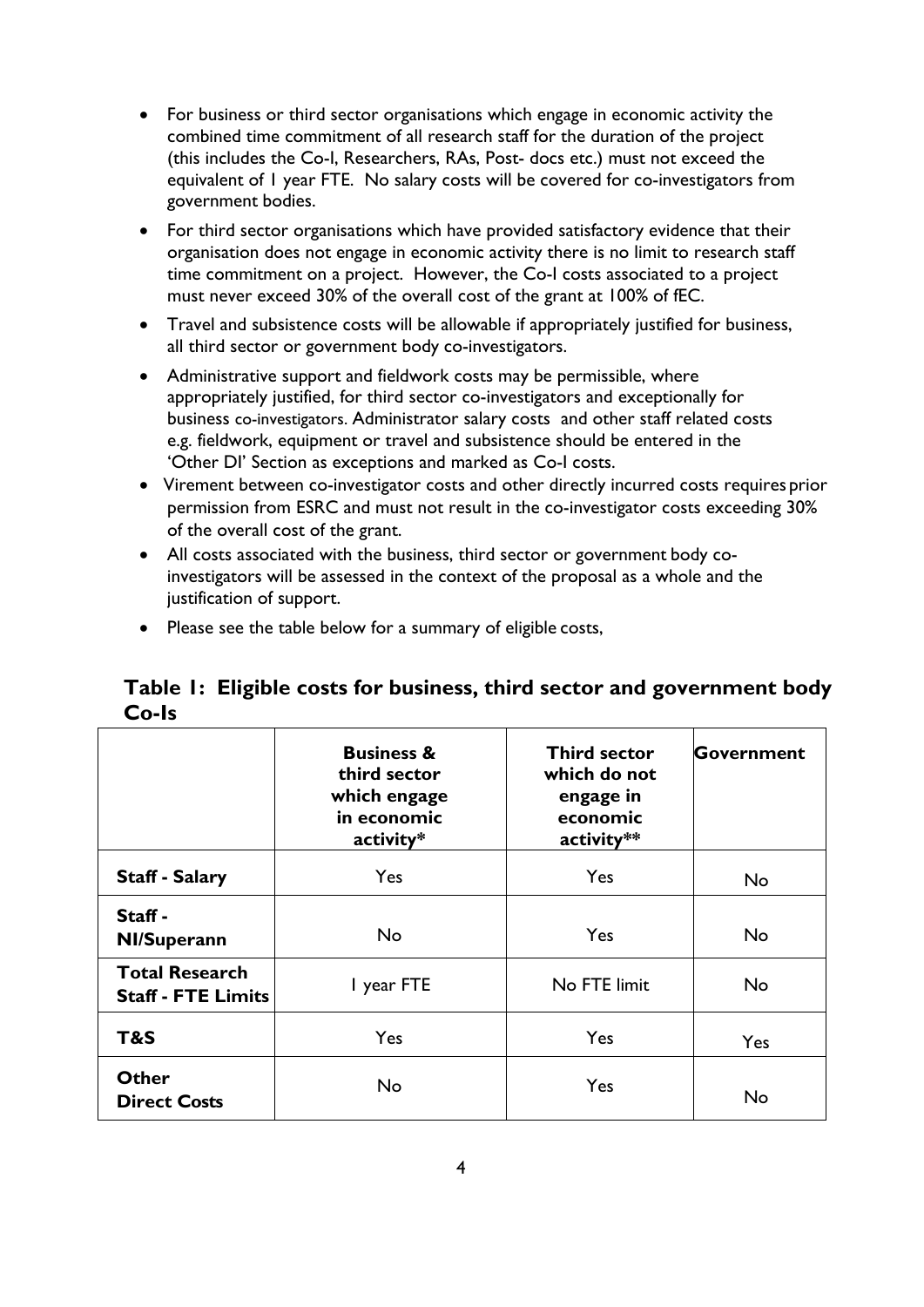- For business or third sector organisations which engage in economic activity the combined time commitment of all research staff for the duration of the project (this includes the Co-I, Researchers, RAs, Post- docs etc.) must not exceed the equivalent of 1 year FTE. No salary costs will be covered for co-investigators from government bodies.
- For third sector organisations which have provided satisfactory evidence that their organisation does not engage in economic activity there is no limit to research staff time commitment on a project. However, the Co-I costs associated to a project must never exceed 30% of the overall cost of the grant at 100% of fEC.
- Travel and subsistence costs will be allowable if appropriately justified for business, all third sector or government body co-investigators.
- Administrative support and fieldwork costs may be permissible, where appropriately justified, for third sector co-investigators and exceptionally for business co-investigators. Administrator salary costs and other staff related costs e.g. fieldwork, equipment or travel and subsistence should be entered in the 'Other DI' Section as exceptions and marked as Co-I costs.
- Virement between co-investigator costs and other directly incurred costs requires prior permission from ESRC and must not result in the co-investigator costs exceeding 30% of the overall cost of the grant.
- All costs associated with the business, third sector or government body co-investigators will be assessed in the context of the proposal as a whole and the justification of support.
- Please see the table below for a summary of eligible costs,

## Table 1: Eligible costs for business, third sector and government body Co-Is

| | **Business & third sector which engage in economic activity*** | **Third sector which do not engage in economic activity**** | **Government** |
|---|---|---|---|
| **Staff - Salary** | Yes | Yes | No |
| **Staff - NI/Superann** | No | Yes | No |
| **Total Research Staff - FTE Limits** | 1 year FTE | No FTE limit | No |
| **T&S** | Yes | Yes | Yes |
| **Other Direct Costs** | No | Yes | No |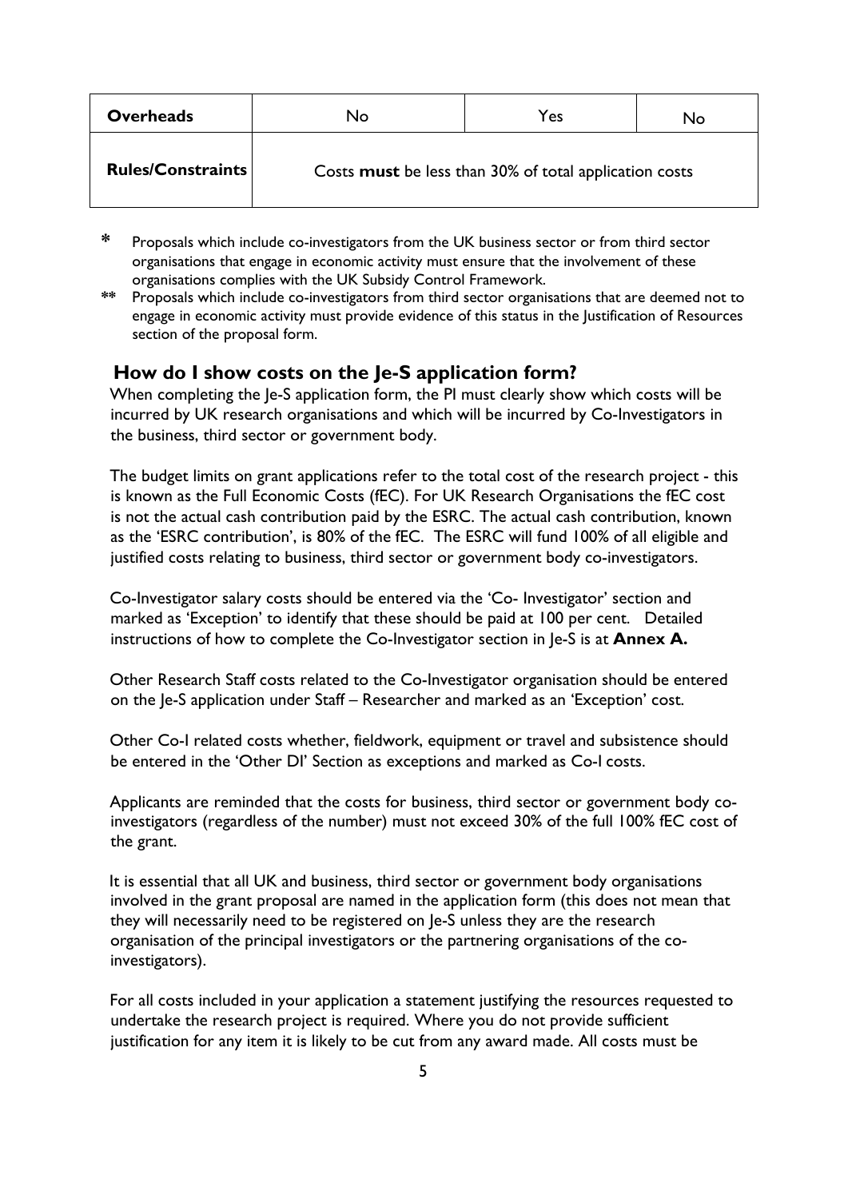| Overheads | No | Yes | No |
|---|---|---|---|
| Rules/Constraints | Costs **must** be less than 30% of total application costs | | |

\* Proposals which include co-investigators from the UK business sector or from third sector organisations that engage in economic activity must ensure that the involvement of these organisations complies with the UK Subsidy Control Framework.

\*\* Proposals which include co-investigators from third sector organisations that are deemed not to engage in economic activity must provide evidence of this status in the Justification of Resources section of the proposal form.

## How do I show costs on the Je-S application form?

When completing the Je-S application form, the PI must clearly show which costs will be incurred by UK research organisations and which will be incurred by Co-Investigators in the business, third sector or government body.

The budget limits on grant applications refer to the total cost of the research project - this is known as the Full Economic Costs (fEC). For UK Research Organisations the fEC cost is not the actual cash contribution paid by the ESRC. The actual cash contribution, known as the 'ESRC contribution', is 80% of the fEC. The ESRC will fund 100% of all eligible and justified costs relating to business, third sector or government body co-investigators.

Co-Investigator salary costs should be entered via the 'Co- Investigator' section and marked as 'Exception' to identify that these should be paid at 100 per cent. Detailed instructions of how to complete the Co-Investigator section in Je-S is at **Annex A.**

Other Research Staff costs related to the Co-Investigator organisation should be entered on the Je-S application under Staff – Researcher and marked as an 'Exception' cost.

Other Co-I related costs whether, fieldwork, equipment or travel and subsistence should be entered in the 'Other DI' Section as exceptions and marked as Co-I costs.

Applicants are reminded that the costs for business, third sector or government body co-investigators (regardless of the number) must not exceed 30% of the full 100% fEC cost of the grant.

It is essential that all UK and business, third sector or government body organisations involved in the grant proposal are named in the application form (this does not mean that they will necessarily need to be registered on Je-S unless they are the research organisation of the principal investigators or the partnering organisations of the co-investigators).

For all costs included in your application a statement justifying the resources requested to undertake the research project is required. Where you do not provide sufficient justification for any item it is likely to be cut from any award made. All costs must be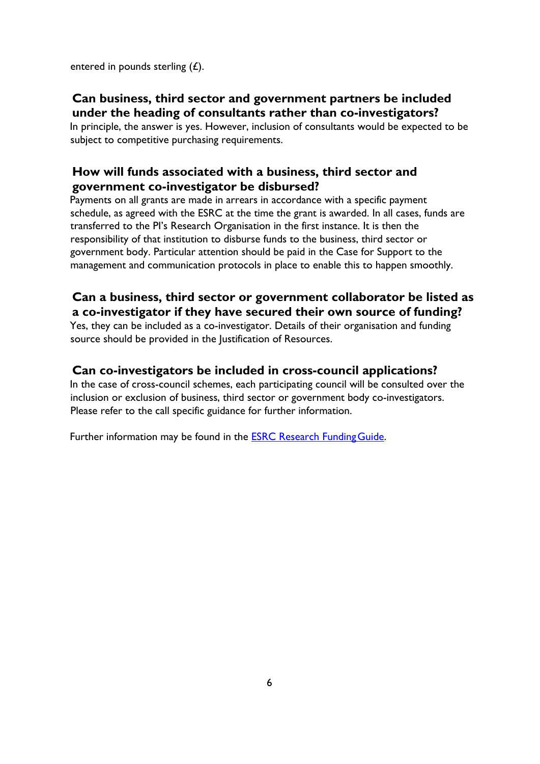entered in pounds sterling (£).

### Can business, third sector and government partners be included under the heading of consultants rather than co-investigators?

In principle, the answer is yes. However, inclusion of consultants would be expected to be subject to competitive purchasing requirements.

### How will funds associated with a business, third sector and government co-investigator be disbursed?

Payments on all grants are made in arrears in accordance with a specific payment schedule, as agreed with the ESRC at the time the grant is awarded. In all cases, funds are transferred to the PI's Research Organisation in the first instance. It is then the responsibility of that institution to disburse funds to the business, third sector or government body. Particular attention should be paid in the Case for Support to the management and communication protocols in place to enable this to happen smoothly.

### Can a business, third sector or government collaborator be listed as a co-investigator if they have secured their own source of funding?

Yes, they can be included as a co-investigator. Details of their organisation and funding source should be provided in the Justification of Resources.

### Can co-investigators be included in cross-council applications?

In the case of cross-council schemes, each participating council will be consulted over the inclusion or exclusion of business, third sector or government body co-investigators. Please refer to the call specific guidance for further information.

Further information may be found in the ESRC Research Funding Guide.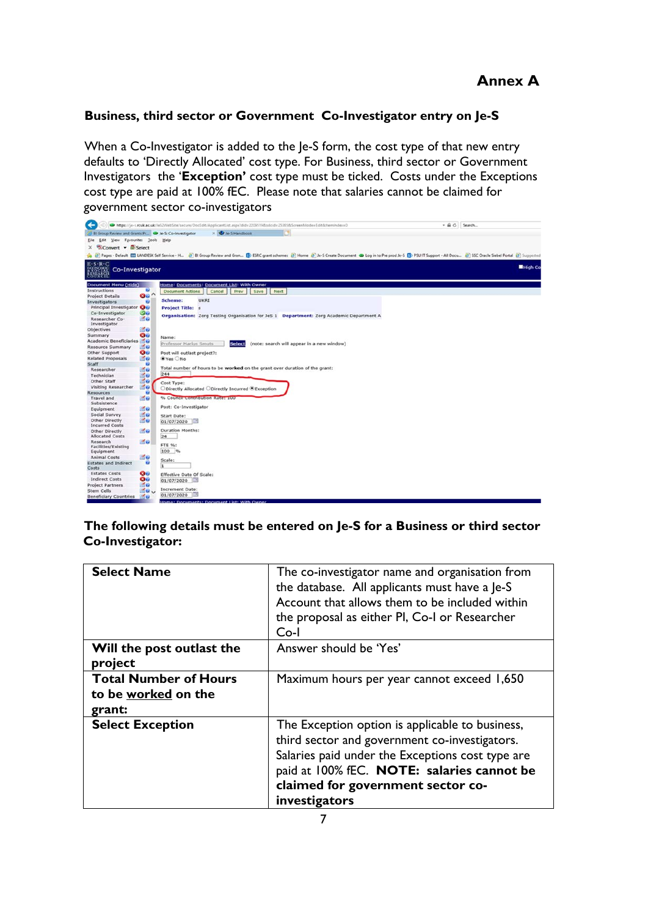# Annex A

### Business, third sector or Government Co-Investigator entry on Je-S

When a Co-Investigator is added to the Je-S form, the cost type of that new entry defaults to 'Directly Allocated' cost type. For Business, third sector or Government Investigators the '**Exception'** cost type must be ticked. Costs under the Exceptions cost type are paid at 100% fEC. Please note that salaries cannot be claimed for government sector co-investigators

### The following details must be entered on Je-S for a Business or third sector Co-Investigator:

| **Select Name** | The co-investigator name and organisation from the database. All applicants must have a Je-S Account that allows them to be included within the proposal as either PI, Co-I or Researcher Co-I |
|---|---|
| **Will the post outlast the project** | Answer should be 'Yes' |
| **Total Number of Hours to be worked on the grant:** | Maximum hours per year cannot exceed 1,650 |
| **Select Exception** | The Exception option is applicable to business, third sector and government co-investigators. Salaries paid under the Exceptions cost type are paid at 100% fEC. **NOTE: salaries cannot be claimed for government sector co-investigators** |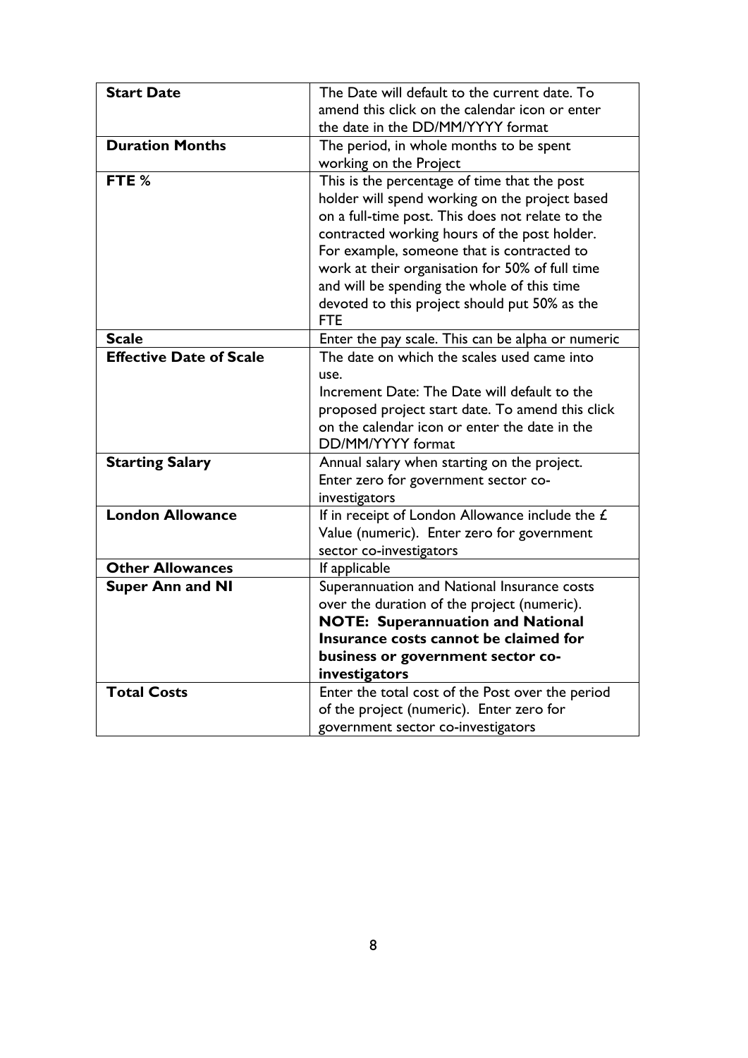| | |
|---|---|
| **Start Date** | The Date will default to the current date. To amend this click on the calendar icon or enter the date in the DD/MM/YYYY format |
| **Duration Months** | The period, in whole months to be spent working on the Project |
| **FTE %** | This is the percentage of time that the post holder will spend working on the project based on a full-time post. This does not relate to the contracted working hours of the post holder. For example, someone that is contracted to work at their organisation for 50% of full time and will be spending the whole of this time devoted to this project should put 50% as the FTE |
| **Scale** | Enter the pay scale. This can be alpha or numeric |
| **Effective Date of Scale** | The date on which the scales used came into use.<br>Increment Date: The Date will default to the proposed project start date. To amend this click on the calendar icon or enter the date in the DD/MM/YYYY format |
| **Starting Salary** | Annual salary when starting on the project. Enter zero for government sector co-investigators |
| **London Allowance** | If in receipt of London Allowance include the £ Value (numeric). Enter zero for government sector co-investigators |
| **Other Allowances** | If applicable |
| **Super Ann and NI** | Superannuation and National Insurance costs over the duration of the project (numeric).<br>**NOTE: Superannuation and National Insurance costs cannot be claimed for business or government sector co-investigators** |
| **Total Costs** | Enter the total cost of the Post over the period of the project (numeric). Enter zero for government sector co-investigators |